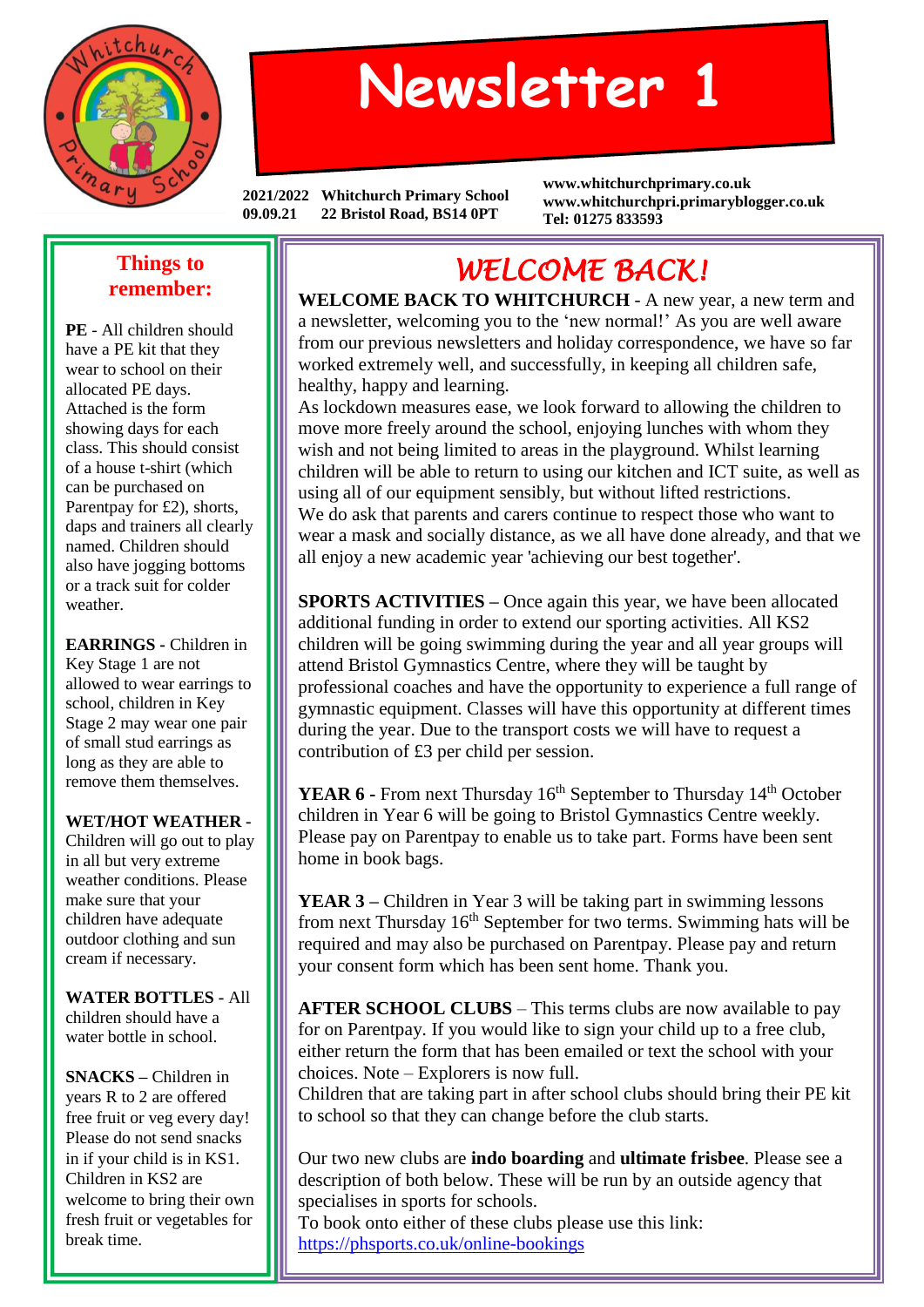# Newsletter 1

**2021/2022 Whitchurch Primary School**
**09.09.21 22 Bristol Road, BS14 0PT**

**www.whitchurchprimary.co.uk**
**www.whitchurchpri.primaryblogger.co.uk**
**Tel: 01275 833593**

## Things to remember:

**PE** - All children should have a PE kit that they wear to school on their allocated PE days. Attached is the form showing days for each class. This should consist of a house t-shirt (which can be purchased on Parentpay for £2), shorts, daps and trainers all clearly named. Children should also have jogging bottoms or a track suit for colder weather.

**EARRINGS** - Children in Key Stage 1 are not allowed to wear earrings to school, children in Key Stage 2 may wear one pair of small stud earrings as long as they are able to remove them themselves.

**WET/HOT WEATHER** - Children will go out to play in all but very extreme weather conditions. Please make sure that your children have adequate outdoor clothing and sun cream if necessary.

**WATER BOTTLES** - All children should have a water bottle in school.

**SNACKS** – Children in years R to 2 are offered free fruit or veg every day! Please do not send snacks in if your child is in KS1. Children in KS2 are welcome to bring their own fresh fruit or vegetables for break time.

## WELCOME BACK!

**WELCOME BACK TO WHITCHURCH** - A new year, a new term and a newsletter, welcoming you to the 'new normal!' As you are well aware from our previous newsletters and holiday correspondence, we have so far worked extremely well, and successfully, in keeping all children safe, healthy, happy and learning.

As lockdown measures ease, we look forward to allowing the children to move more freely around the school, enjoying lunches with whom they wish and not being limited to areas in the playground. Whilst learning children will be able to return to using our kitchen and ICT suite, as well as using all of our equipment sensibly, but without lifted restrictions.

We do ask that parents and carers continue to respect those who want to wear a mask and socially distance, as we all have done already, and that we all enjoy a new academic year 'achieving our best together'.

**SPORTS ACTIVITIES** – Once again this year, we have been allocated additional funding in order to extend our sporting activities. All KS2 children will be going swimming during the year and all year groups will attend Bristol Gymnastics Centre, where they will be taught by professional coaches and have the opportunity to experience a full range of gymnastic equipment. Classes will have this opportunity at different times during the year. Due to the transport costs we will have to request a contribution of £3 per child per session.

**YEAR 6** - From next Thursday 16th September to Thursday 14th October children in Year 6 will be going to Bristol Gymnastics Centre weekly. Please pay on Parentpay to enable us to take part. Forms have been sent home in book bags.

**YEAR 3** – Children in Year 3 will be taking part in swimming lessons from next Thursday 16th September for two terms. Swimming hats will be required and may also be purchased on Parentpay. Please pay and return your consent form which has been sent home. Thank you.

**AFTER SCHOOL CLUBS** – This terms clubs are now available to pay for on Parentpay. If you would like to sign your child up to a free club, either return the form that has been emailed or text the school with your choices. Note – Explorers is now full.

Children that are taking part in after school clubs should bring their PE kit to school so that they can change before the club starts.

Our two new clubs are **indo boarding** and **ultimate frisbee**. Please see a description of both below. These will be run by an outside agency that specialises in sports for schools.

To book onto either of these clubs please use this link:
https://phsports.co.uk/online-bookings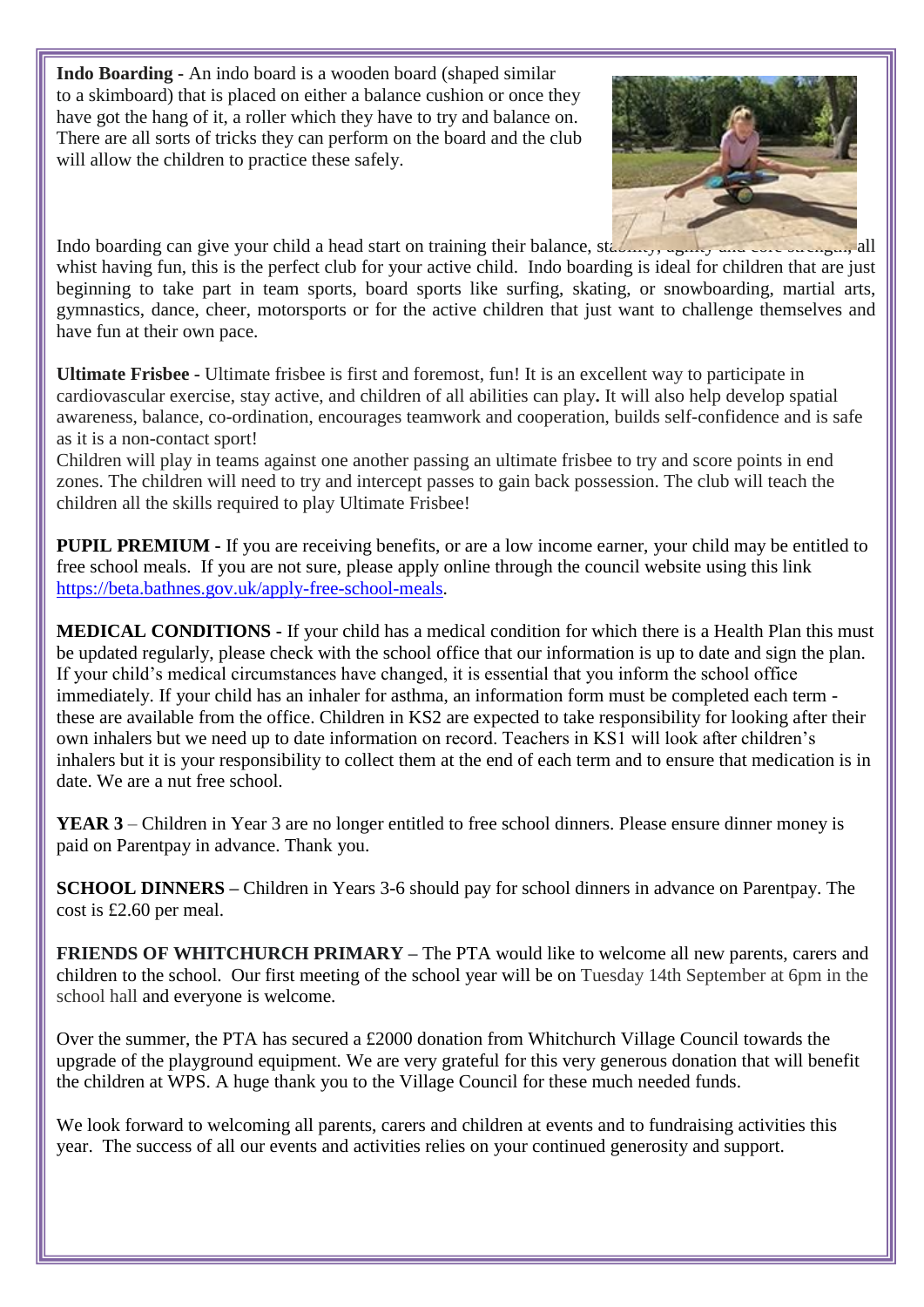**Indo Boarding -** An indo board is a wooden board (shaped similar to a skimboard) that is placed on either a balance cushion or once they have got the hang of it, a roller which they have to try and balance on. There are all sorts of tricks they can perform on the board and the club will allow the children to practice these safely.

Indo boarding can give your child a head start on training their balance, stability, agility and core strength, all whist having fun, this is the perfect club for your active child. Indo boarding is ideal for children that are just beginning to take part in team sports, board sports like surfing, skating, or snowboarding, martial arts, gymnastics, dance, cheer, motorsports or for the active children that just want to challenge themselves and have fun at their own pace.

**Ultimate Frisbee -** Ultimate frisbee is first and foremost, fun! It is an excellent way to participate in cardiovascular exercise, stay active, and children of all abilities can play**.** It will also help develop spatial awareness, balance, co-ordination, encourages teamwork and cooperation, builds self-confidence and is safe as it is a non-contact sport!
Children will play in teams against one another passing an ultimate frisbee to try and score points in end zones. The children will need to try and intercept passes to gain back possession. The club will teach the children all the skills required to play Ultimate Frisbee!

**PUPIL PREMIUM -** If you are receiving benefits, or are a low income earner, your child may be entitled to free school meals. If you are not sure, please apply online through the council website using this link https://beta.bathnes.gov.uk/apply-free-school-meals.

**MEDICAL CONDITIONS -** If your child has a medical condition for which there is a Health Plan this must be updated regularly, please check with the school office that our information is up to date and sign the plan. If your child's medical circumstances have changed, it is essential that you inform the school office immediately. If your child has an inhaler for asthma, an information form must be completed each term - these are available from the office. Children in KS2 are expected to take responsibility for looking after their own inhalers but we need up to date information on record. Teachers in KS1 will look after children's inhalers but it is your responsibility to collect them at the end of each term and to ensure that medication is in date. We are a nut free school.

**YEAR 3** – Children in Year 3 are no longer entitled to free school dinners. Please ensure dinner money is paid on Parentpay in advance. Thank you.

**SCHOOL DINNERS –** Children in Years 3-6 should pay for school dinners in advance on Parentpay. The cost is £2.60 per meal.

**FRIENDS OF WHITCHURCH PRIMARY –** The PTA would like to welcome all new parents, carers and children to the school. Our first meeting of the school year will be on Tuesday 14th September at 6pm in the school hall and everyone is welcome.

Over the summer, the PTA has secured a £2000 donation from Whitchurch Village Council towards the upgrade of the playground equipment. We are very grateful for this very generous donation that will benefit the children at WPS. A huge thank you to the Village Council for these much needed funds.

We look forward to welcoming all parents, carers and children at events and to fundraising activities this year. The success of all our events and activities relies on your continued generosity and support.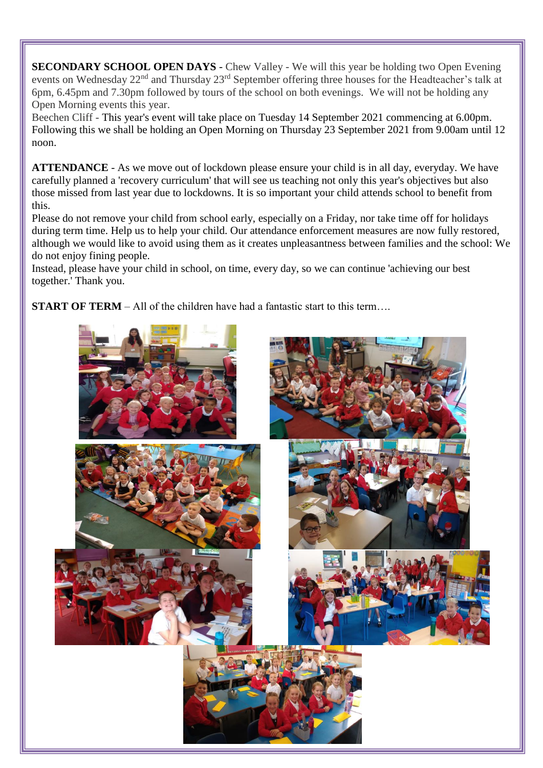**SECONDARY SCHOOL OPEN DAYS** - Chew Valley - We will this year be holding two Open Evening events on Wednesday 22nd and Thursday 23rd September offering three houses for the Headteacher's talk at 6pm, 6.45pm and 7.30pm followed by tours of the school on both evenings. We will not be holding any Open Morning events this year.

Beechen Cliff - This year's event will take place on Tuesday 14 September 2021 commencing at 6.00pm. Following this we shall be holding an Open Morning on Thursday 23 September 2021 from 9.00am until 12 noon.

**ATTENDANCE** - As we move out of lockdown please ensure your child is in all day, everyday. We have carefully planned a 'recovery curriculum' that will see us teaching not only this year's objectives but also those missed from last year due to lockdowns. It is so important your child attends school to benefit from this.

Please do not remove your child from school early, especially on a Friday, nor take time off for holidays during term time. Help us to help your child. Our attendance enforcement measures are now fully restored, although we would like to avoid using them as it creates unpleasantness between families and the school: We do not enjoy fining people.

Instead, please have your child in school, on time, every day, so we can continue 'achieving our best together.' Thank you.

**START OF TERM** – All of the children have had a fantastic start to this term….